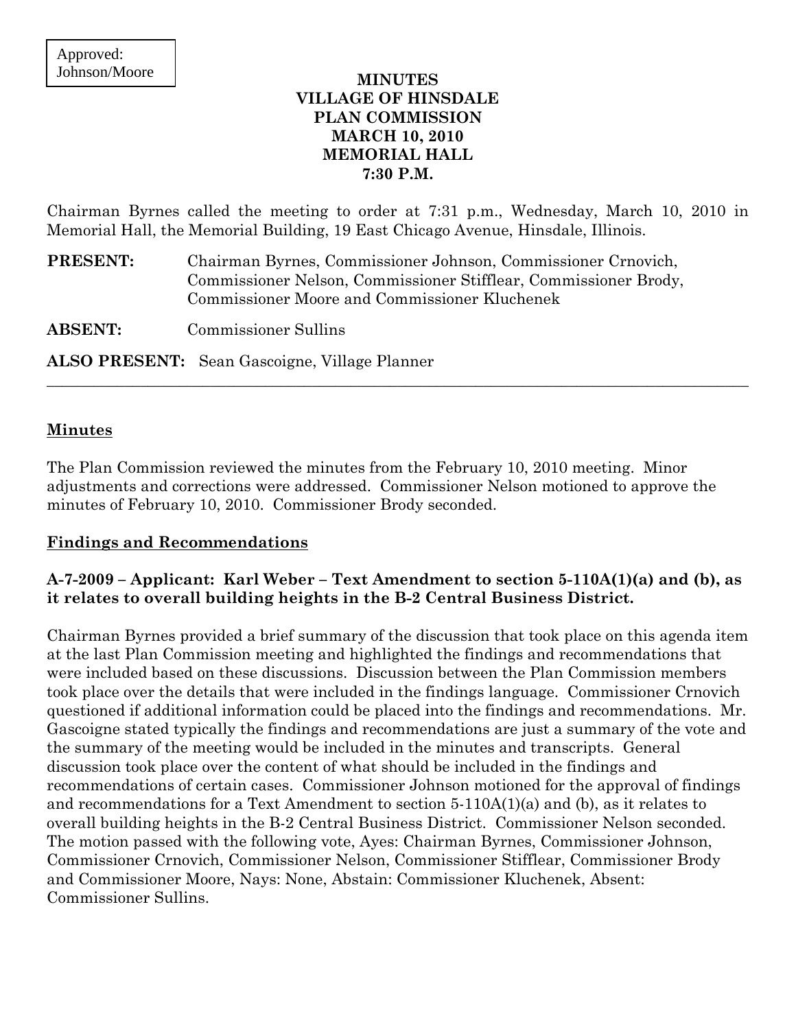Approved:
Johnson/Moore

# MINUTES
# VILLAGE OF HINSDALE
# PLAN COMMISSION
# MARCH 10, 2010
# MEMORIAL HALL
# 7:30 P.M.

Chairman Byrnes called the meeting to order at 7:31 p.m., Wednesday, March 10, 2010 in Memorial Hall, the Memorial Building, 19 East Chicago Avenue, Hinsdale, Illinois.

**PRESENT:** Chairman Byrnes, Commissioner Johnson, Commissioner Crnovich, Commissioner Nelson, Commissioner Stifflear, Commissioner Brody, Commissioner Moore and Commissioner Kluchenek

**ABSENT:** Commissioner Sullins

**ALSO PRESENT:** Sean Gascoigne, Village Planner

---

## Minutes

The Plan Commission reviewed the minutes from the February 10, 2010 meeting. Minor adjustments and corrections were addressed. Commissioner Nelson motioned to approve the minutes of February 10, 2010. Commissioner Brody seconded.

## Findings and Recommendations

### A-7-2009 – Applicant: Karl Weber – Text Amendment to section 5-110A(1)(a) and (b), as it relates to overall building heights in the B-2 Central Business District.

Chairman Byrnes provided a brief summary of the discussion that took place on this agenda item at the last Plan Commission meeting and highlighted the findings and recommendations that were included based on these discussions. Discussion between the Plan Commission members took place over the details that were included in the findings language. Commissioner Crnovich questioned if additional information could be placed into the findings and recommendations. Mr. Gascoigne stated typically the findings and recommendations are just a summary of the vote and the summary of the meeting would be included in the minutes and transcripts. General discussion took place over the content of what should be included in the findings and recommendations of certain cases. Commissioner Johnson motioned for the approval of findings and recommendations for a Text Amendment to section 5-110A(1)(a) and (b), as it relates to overall building heights in the B-2 Central Business District. Commissioner Nelson seconded. The motion passed with the following vote, Ayes: Chairman Byrnes, Commissioner Johnson, Commissioner Crnovich, Commissioner Nelson, Commissioner Stifflear, Commissioner Brody and Commissioner Moore, Nays: None, Abstain: Commissioner Kluchenek, Absent: Commissioner Sullins.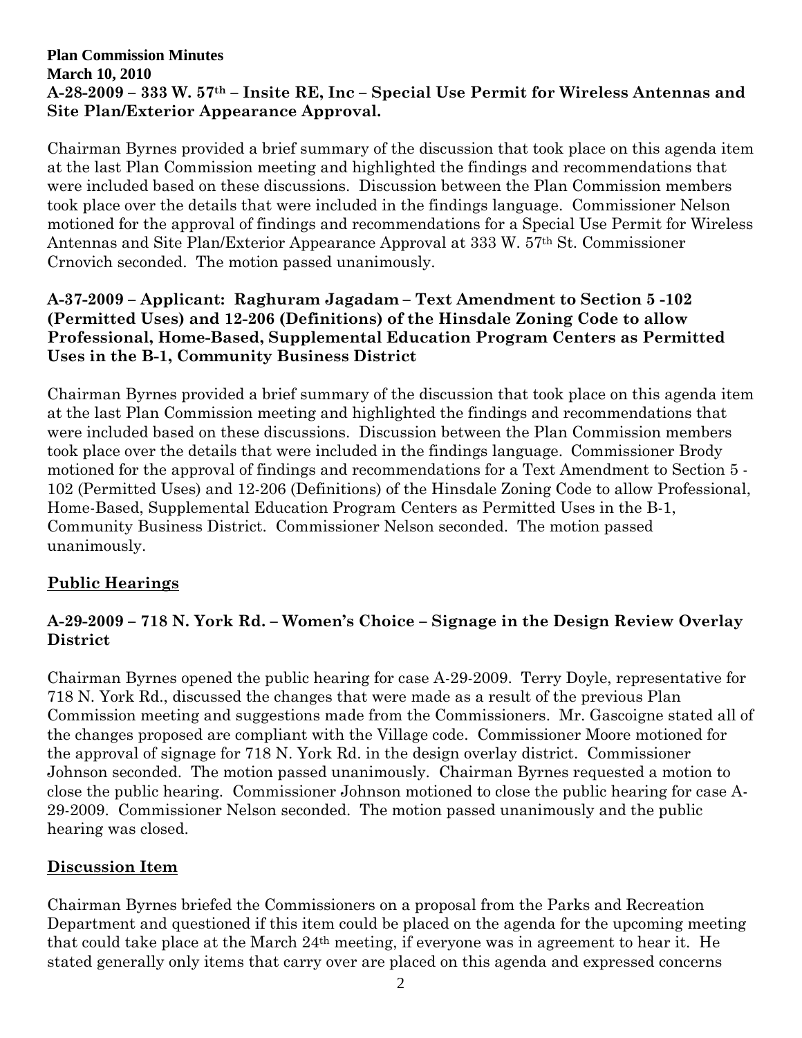**Plan Commission Minutes**
**March 10, 2010**

**A-28-2009 – 333 W. 57th – Insite RE, Inc – Special Use Permit for Wireless Antennas and Site Plan/Exterior Appearance Approval.**

Chairman Byrnes provided a brief summary of the discussion that took place on this agenda item at the last Plan Commission meeting and highlighted the findings and recommendations that were included based on these discussions. Discussion between the Plan Commission members took place over the details that were included in the findings language. Commissioner Nelson motioned for the approval of findings and recommendations for a Special Use Permit for Wireless Antennas and Site Plan/Exterior Appearance Approval at 333 W. 57th St. Commissioner Crnovich seconded. The motion passed unanimously.

**A-37-2009 – Applicant: Raghuram Jagadam – Text Amendment to Section 5 -102 (Permitted Uses) and 12-206 (Definitions) of the Hinsdale Zoning Code to allow Professional, Home-Based, Supplemental Education Program Centers as Permitted Uses in the B-1, Community Business District**

Chairman Byrnes provided a brief summary of the discussion that took place on this agenda item at the last Plan Commission meeting and highlighted the findings and recommendations that were included based on these discussions. Discussion between the Plan Commission members took place over the details that were included in the findings language. Commissioner Brody motioned for the approval of findings and recommendations for a Text Amendment to Section 5 - 102 (Permitted Uses) and 12-206 (Definitions) of the Hinsdale Zoning Code to allow Professional, Home-Based, Supplemental Education Program Centers as Permitted Uses in the B-1, Community Business District. Commissioner Nelson seconded. The motion passed unanimously.

## Public Hearings

**A-29-2009 – 718 N. York Rd. – Women's Choice – Signage in the Design Review Overlay District**

Chairman Byrnes opened the public hearing for case A-29-2009. Terry Doyle, representative for 718 N. York Rd., discussed the changes that were made as a result of the previous Plan Commission meeting and suggestions made from the Commissioners. Mr. Gascoigne stated all of the changes proposed are compliant with the Village code. Commissioner Moore motioned for the approval of signage for 718 N. York Rd. in the design overlay district. Commissioner Johnson seconded. The motion passed unanimously. Chairman Byrnes requested a motion to close the public hearing. Commissioner Johnson motioned to close the public hearing for case A-29-2009. Commissioner Nelson seconded. The motion passed unanimously and the public hearing was closed.

## Discussion Item

Chairman Byrnes briefed the Commissioners on a proposal from the Parks and Recreation Department and questioned if this item could be placed on the agenda for the upcoming meeting that could take place at the March 24th meeting, if everyone was in agreement to hear it. He stated generally only items that carry over are placed on this agenda and expressed concerns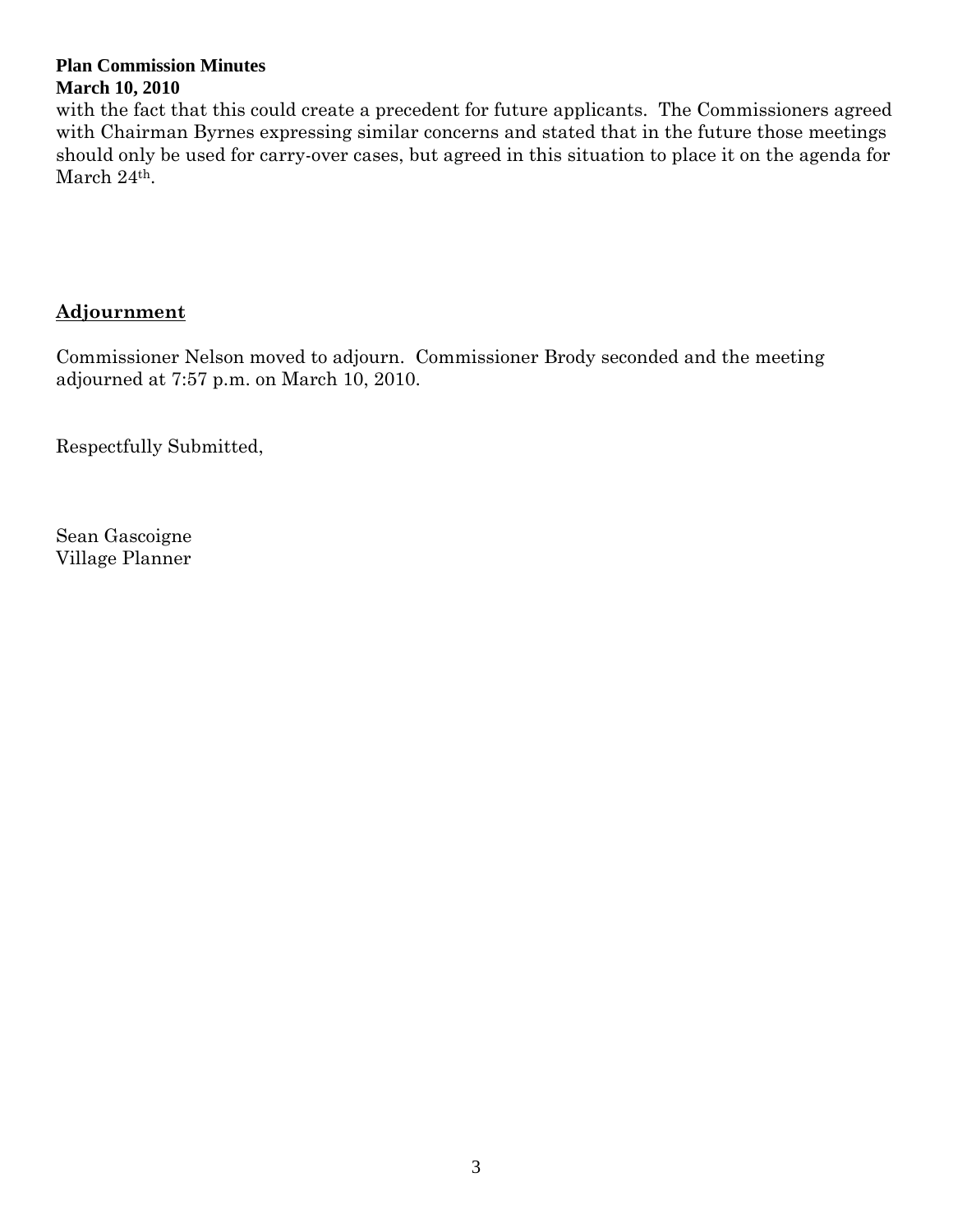with the fact that this could create a precedent for future applicants. The Commissioners agreed with Chairman Byrnes expressing similar concerns and stated that in the future those meetings should only be used for carry-over cases, but agreed in this situation to place it on the agenda for March 24th.

## Adjournment

Commissioner Nelson moved to adjourn. Commissioner Brody seconded and the meeting adjourned at 7:57 p.m. on March 10, 2010.

Respectfully Submitted,

Sean Gascoigne
Village Planner